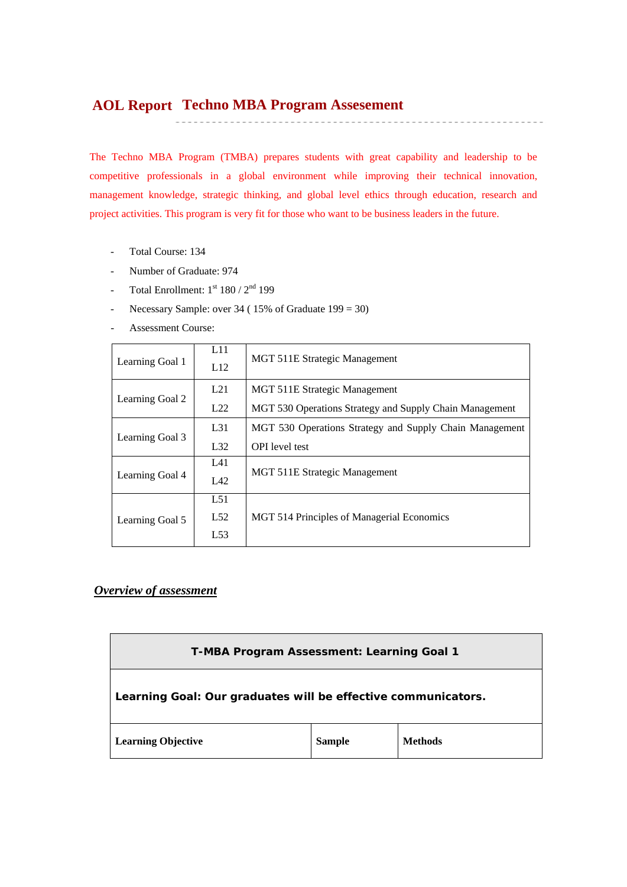# AOL Report Techno MBA Program Assesement

The Techno MBA Program (TMBA) prepares students with great capability and leadership to be competitive professionals in a global environment while improving their technical innovation, management knowledge, strategic thinking, and global level ethics through education, research and project activities. This program is very fit for those who want to be business leaders in the future.

- Total Course: 134
- Number of Graduate: 974
- Total Enrollment: 1st 180 / 2nd 199
- Necessary Sample: over 34 ( 15% of Graduate 199 = 30)
- Assessment Course:

| | | |
|---|---|---|
| Learning Goal 1 | L11<br>L12 | MGT 511E Strategic Management |
| Learning Goal 2 | L21<br>L22 | MGT 511E Strategic Management<br>MGT 530 Operations Strategy and Supply Chain Management |
| Learning Goal 3 | L31<br>L32 | MGT 530 Operations Strategy and Supply Chain Management<br>OPI level test |
| Learning Goal 4 | L41<br>L42 | MGT 511E Strategic Management |
| Learning Goal 5 | L51<br>L52<br>L53 | MGT 514 Principles of Managerial Economics |

## *Overview of assessment*

| T-MBA Program Assessment: Learning Goal 1 | | |
|---|---|---|
| **Learning Goal: Our graduates will be effective communicators.** | | |
| **Learning Objective** | **Sample** | **Methods** |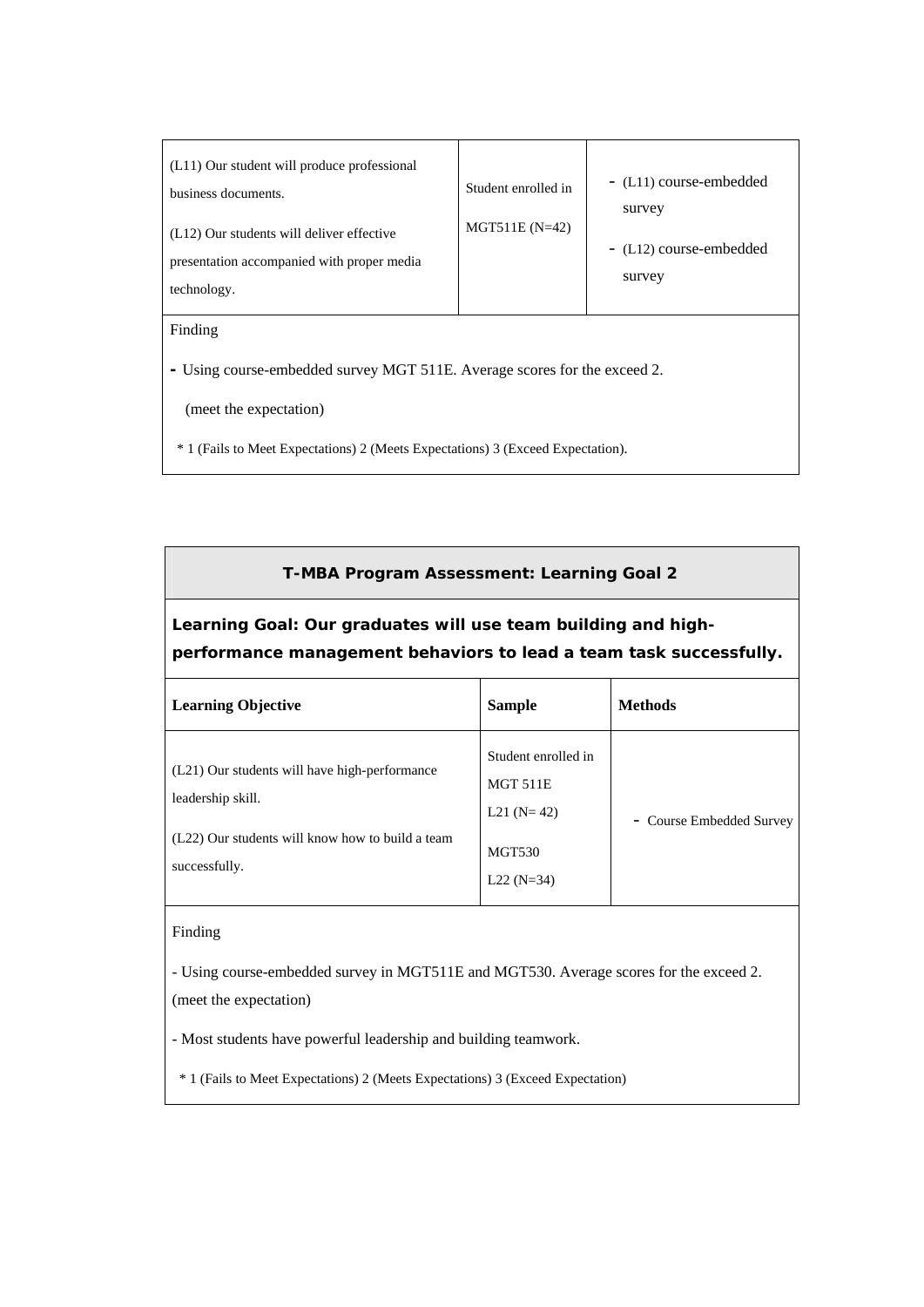| | | |
|---|---|---|
| (L11) Our student will produce professional business documents.<br><br>(L12) Our students will deliver effective presentation accompanied with proper media technology. | Student enrolled in<br><br>MGT511E (N=42) | - (L11) course-embedded survey<br><br>- (L12) course-embedded survey |

Finding

- Using course-embedded survey MGT 511E. Average scores for the exceed 2.

  (meet the expectation)

 * 1 (Fails to Meet Expectations) 2 (Meets Expectations) 3 (Exceed Expectation).

## T-MBA Program Assessment: Learning Goal 2

**Learning Goal: Our graduates will use team building and high-performance management behaviors to lead a team task successfully.**

| Learning Objective | Sample | Methods |
|---|---|---|
| (L21) Our students will have high-performance leadership skill.<br><br>(L22) Our students will know how to build a team successfully. | Student enrolled in MGT 511E<br>L21 (N= 42)<br><br>MGT530<br>L22 (N=34) | - Course Embedded Survey |

Finding

- Using course-embedded survey in MGT511E and MGT530. Average scores for the exceed 2. (meet the expectation)

- Most students have powerful leadership and building teamwork.

 * 1 (Fails to Meet Expectations) 2 (Meets Expectations) 3 (Exceed Expectation)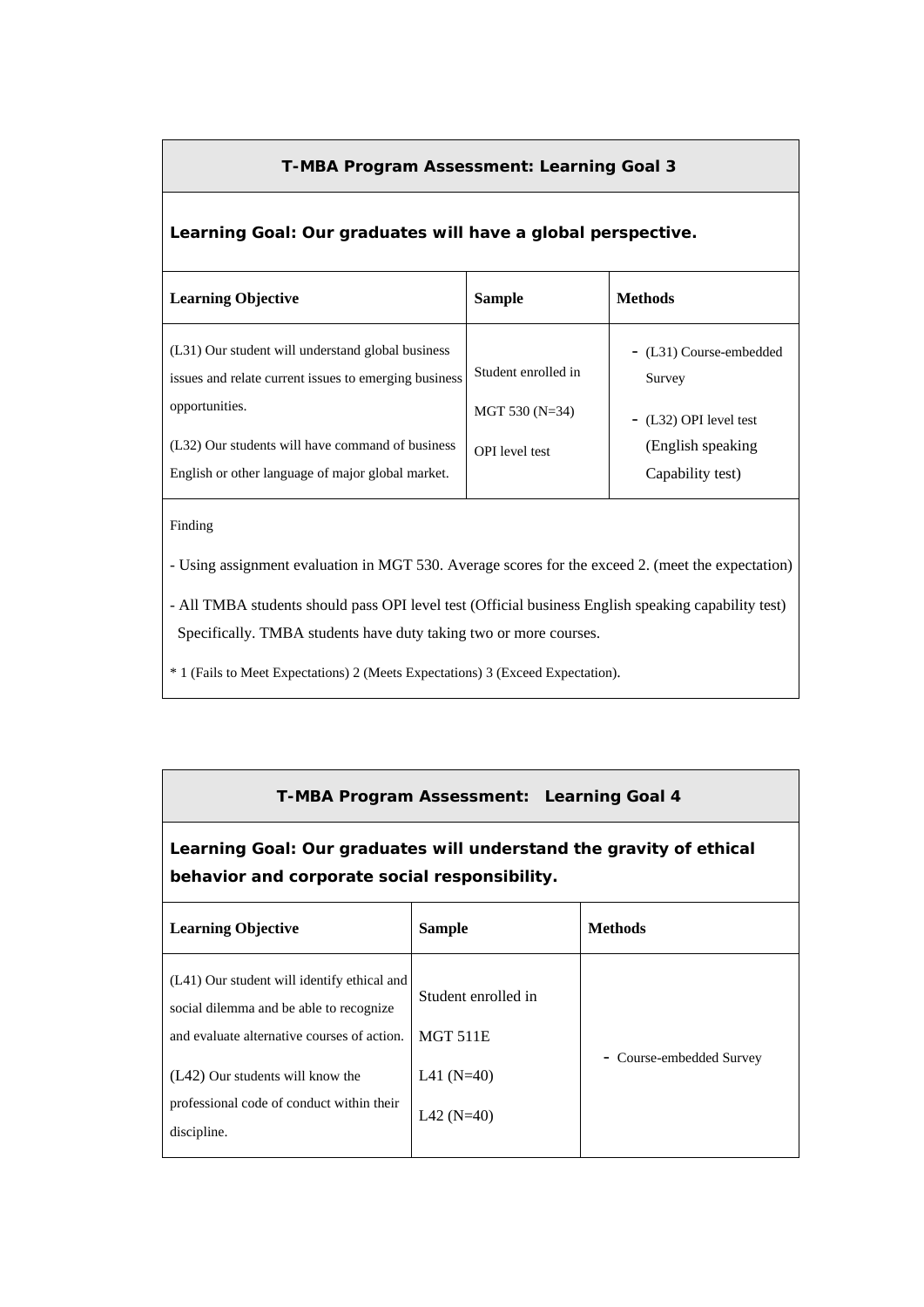## T-MBA Program Assessment: Learning Goal 3

**Learning Goal: Our graduates will have a global perspective.**

| Learning Objective | Sample | Methods |
|---|---|---|
| (L31) Our student will understand global business issues and relate current issues to emerging business opportunities.<br><br>(L32) Our students will have command of business English or other language of major global market. | Student enrolled in<br><br>MGT 530 (N=34)<br><br>OPI level test | - (L31) Course-embedded Survey<br><br>- (L32) OPI level test (English speaking Capability test) |

Finding

- Using assignment evaluation in MGT 530. Average scores for the exceed 2. (meet the expectation)
- All TMBA students should pass OPI level test (Official business English speaking capability test) Specifically. TMBA students have duty taking two or more courses.

* 1 (Fails to Meet Expectations) 2 (Meets Expectations) 3 (Exceed Expectation).

## T-MBA Program Assessment: Learning Goal 4

**Learning Goal: Our graduates will understand the gravity of ethical behavior and corporate social responsibility.**

| Learning Objective | Sample | Methods |
|---|---|---|
| (L41) Our student will identify ethical and social dilemma and be able to recognize and evaluate alternative courses of action.<br><br>(L42) Our students will know the professional code of conduct within their discipline. | Student enrolled in<br><br>MGT 511E<br><br>L41 (N=40)<br><br>L42 (N=40) | - Course-embedded Survey |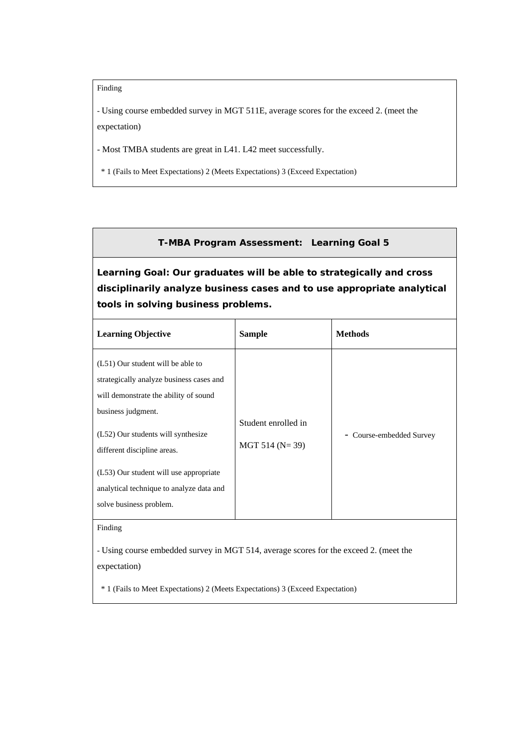Finding

- Using course embedded survey in MGT 511E, average scores for the exceed 2. (meet the expectation)

- Most TMBA students are great in L41. L42 meet successfully.

\* 1 (Fails to Meet Expectations) 2 (Meets Expectations) 3 (Exceed Expectation)

**T-MBA Program Assessment: Learning Goal 5**

**Learning Goal: Our graduates will be able to strategically and cross disciplinarily analyze business cases and to use appropriate analytical tools in solving business problems.**

| Learning Objective | Sample | Methods |
|---|---|---|
| (L51) Our student will be able to strategically analyze business cases and will demonstrate the ability of sound business judgment.<br><br>(L52) Our students will synthesize different discipline areas.<br><br>(L53) Our student will use appropriate analytical technique to analyze data and solve business problem. | Student enrolled in MGT 514 (N= 39) | - Course-embedded Survey |

Finding

- Using course embedded survey in MGT 514, average scores for the exceed 2. (meet the expectation)

\* 1 (Fails to Meet Expectations) 2 (Meets Expectations) 3 (Exceed Expectation)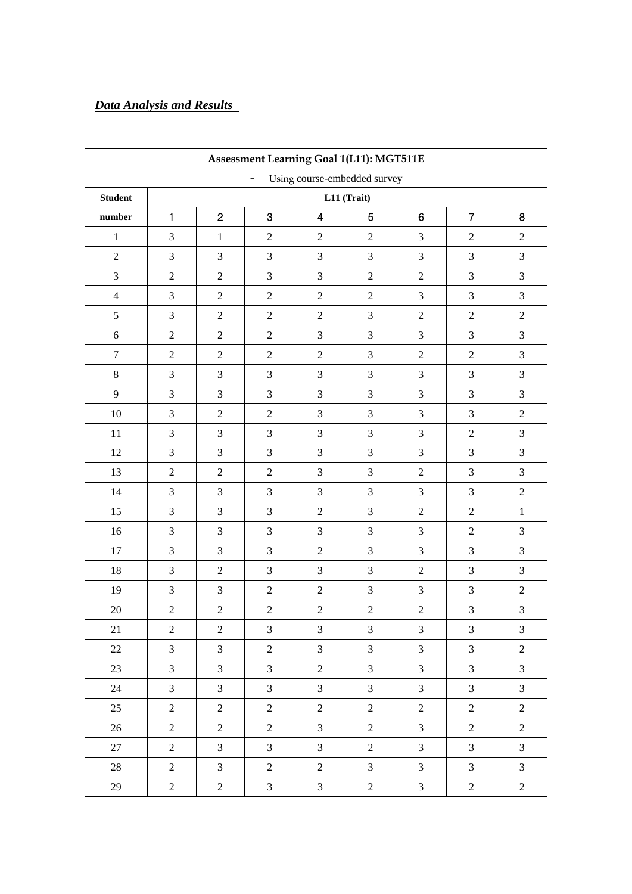***Data Analysis and Results***

| Assessment Learning Goal 1(L11): MGT511E | | | | | | | | |
|---|---|---|---|---|---|---|---|---|
| - Using course-embedded survey | | | | | | | | |
| Student | L11 (Trait) | | | | | | | |
| number | 1 | 2 | 3 | 4 | 5 | 6 | 7 | 8 |
| 1 | 3 | 1 | 2 | 2 | 2 | 3 | 2 | 2 |
| 2 | 3 | 3 | 3 | 3 | 3 | 3 | 3 | 3 |
| 3 | 2 | 2 | 3 | 3 | 2 | 2 | 3 | 3 |
| 4 | 3 | 2 | 2 | 2 | 2 | 3 | 3 | 3 |
| 5 | 3 | 2 | 2 | 2 | 3 | 2 | 2 | 2 |
| 6 | 2 | 2 | 2 | 3 | 3 | 3 | 3 | 3 |
| 7 | 2 | 2 | 2 | 2 | 3 | 2 | 2 | 3 |
| 8 | 3 | 3 | 3 | 3 | 3 | 3 | 3 | 3 |
| 9 | 3 | 3 | 3 | 3 | 3 | 3 | 3 | 3 |
| 10 | 3 | 2 | 2 | 3 | 3 | 3 | 3 | 2 |
| 11 | 3 | 3 | 3 | 3 | 3 | 3 | 2 | 3 |
| 12 | 3 | 3 | 3 | 3 | 3 | 3 | 3 | 3 |
| 13 | 2 | 2 | 2 | 3 | 3 | 2 | 3 | 3 |
| 14 | 3 | 3 | 3 | 3 | 3 | 3 | 3 | 2 |
| 15 | 3 | 3 | 3 | 2 | 3 | 2 | 2 | 1 |
| 16 | 3 | 3 | 3 | 3 | 3 | 3 | 2 | 3 |
| 17 | 3 | 3 | 3 | 2 | 3 | 3 | 3 | 3 |
| 18 | 3 | 2 | 3 | 3 | 3 | 2 | 3 | 3 |
| 19 | 3 | 3 | 2 | 2 | 3 | 3 | 3 | 2 |
| 20 | 2 | 2 | 2 | 2 | 2 | 2 | 3 | 3 |
| 21 | 2 | 2 | 3 | 3 | 3 | 3 | 3 | 3 |
| 22 | 3 | 3 | 2 | 3 | 3 | 3 | 3 | 2 |
| 23 | 3 | 3 | 3 | 2 | 3 | 3 | 3 | 3 |
| 24 | 3 | 3 | 3 | 3 | 3 | 3 | 3 | 3 |
| 25 | 2 | 2 | 2 | 2 | 2 | 2 | 2 | 2 |
| 26 | 2 | 2 | 2 | 3 | 2 | 3 | 2 | 2 |
| 27 | 2 | 3 | 3 | 3 | 2 | 3 | 3 | 3 |
| 28 | 2 | 3 | 2 | 2 | 3 | 3 | 3 | 3 |
| 29 | 2 | 2 | 3 | 3 | 2 | 3 | 2 | 2 |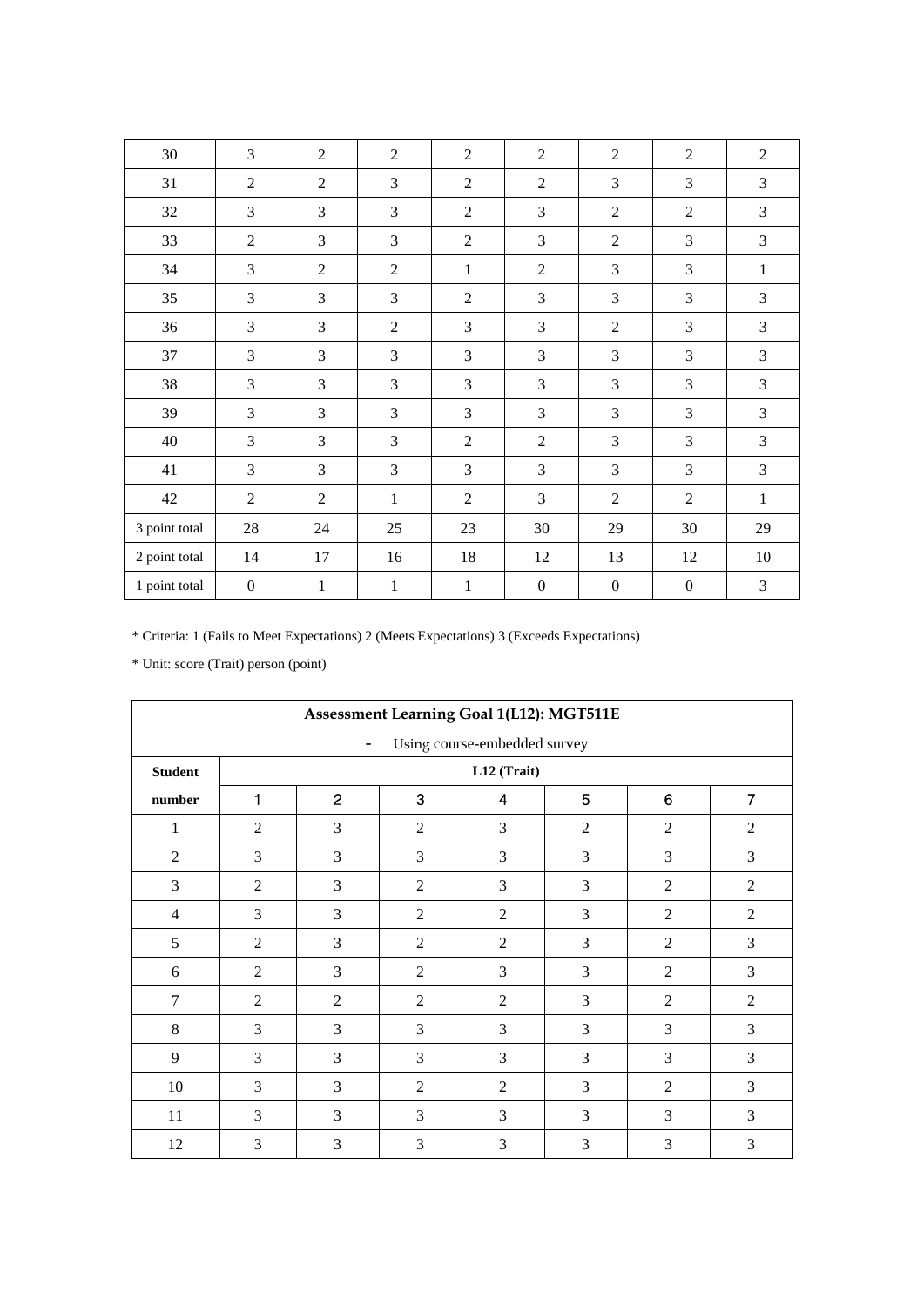| | | | | | | | | |
|---|---|---|---|---|---|---|---|---|
| 30 | 3 | 2 | 2 | 2 | 2 | 2 | 2 | 2 |
| 31 | 2 | 2 | 3 | 2 | 2 | 3 | 3 | 3 |
| 32 | 3 | 3 | 3 | 2 | 3 | 2 | 2 | 3 |
| 33 | 2 | 3 | 3 | 2 | 3 | 2 | 3 | 3 |
| 34 | 3 | 2 | 2 | 1 | 2 | 3 | 3 | 1 |
| 35 | 3 | 3 | 3 | 2 | 3 | 3 | 3 | 3 |
| 36 | 3 | 3 | 2 | 3 | 3 | 2 | 3 | 3 |
| 37 | 3 | 3 | 3 | 3 | 3 | 3 | 3 | 3 |
| 38 | 3 | 3 | 3 | 3 | 3 | 3 | 3 | 3 |
| 39 | 3 | 3 | 3 | 3 | 3 | 3 | 3 | 3 |
| 40 | 3 | 3 | 3 | 2 | 2 | 3 | 3 | 3 |
| 41 | 3 | 3 | 3 | 3 | 3 | 3 | 3 | 3 |
| 42 | 2 | 2 | 1 | 2 | 3 | 2 | 2 | 1 |
| 3 point total | 28 | 24 | 25 | 23 | 30 | 29 | 30 | 29 |
| 2 point total | 14 | 17 | 16 | 18 | 12 | 13 | 12 | 10 |
| 1 point total | 0 | 1 | 1 | 1 | 0 | 0 | 0 | 3 |

* Criteria: 1 (Fails to Meet Expectations) 2 (Meets Expectations) 3 (Exceeds Expectations)

* Unit: score (Trait) person (point)

| Assessment Learning Goal 1(L12): MGT511E - Using course-embedded survey | | | | | | | |
|---|---|---|---|---|---|---|---|
| Student number | L12 (Trait) | | | | | | |
| | 1 | 2 | 3 | 4 | 5 | 6 | 7 |
| 1 | 2 | 3 | 2 | 3 | 2 | 2 | 2 |
| 2 | 3 | 3 | 3 | 3 | 3 | 3 | 3 |
| 3 | 2 | 3 | 2 | 3 | 3 | 2 | 2 |
| 4 | 3 | 3 | 2 | 2 | 3 | 2 | 2 |
| 5 | 2 | 3 | 2 | 2 | 3 | 2 | 3 |
| 6 | 2 | 3 | 2 | 3 | 3 | 2 | 3 |
| 7 | 2 | 2 | 2 | 2 | 3 | 2 | 2 |
| 8 | 3 | 3 | 3 | 3 | 3 | 3 | 3 |
| 9 | 3 | 3 | 3 | 3 | 3 | 3 | 3 |
| 10 | 3 | 3 | 2 | 2 | 3 | 2 | 3 |
| 11 | 3 | 3 | 3 | 3 | 3 | 3 | 3 |
| 12 | 3 | 3 | 3 | 3 | 3 | 3 | 3 |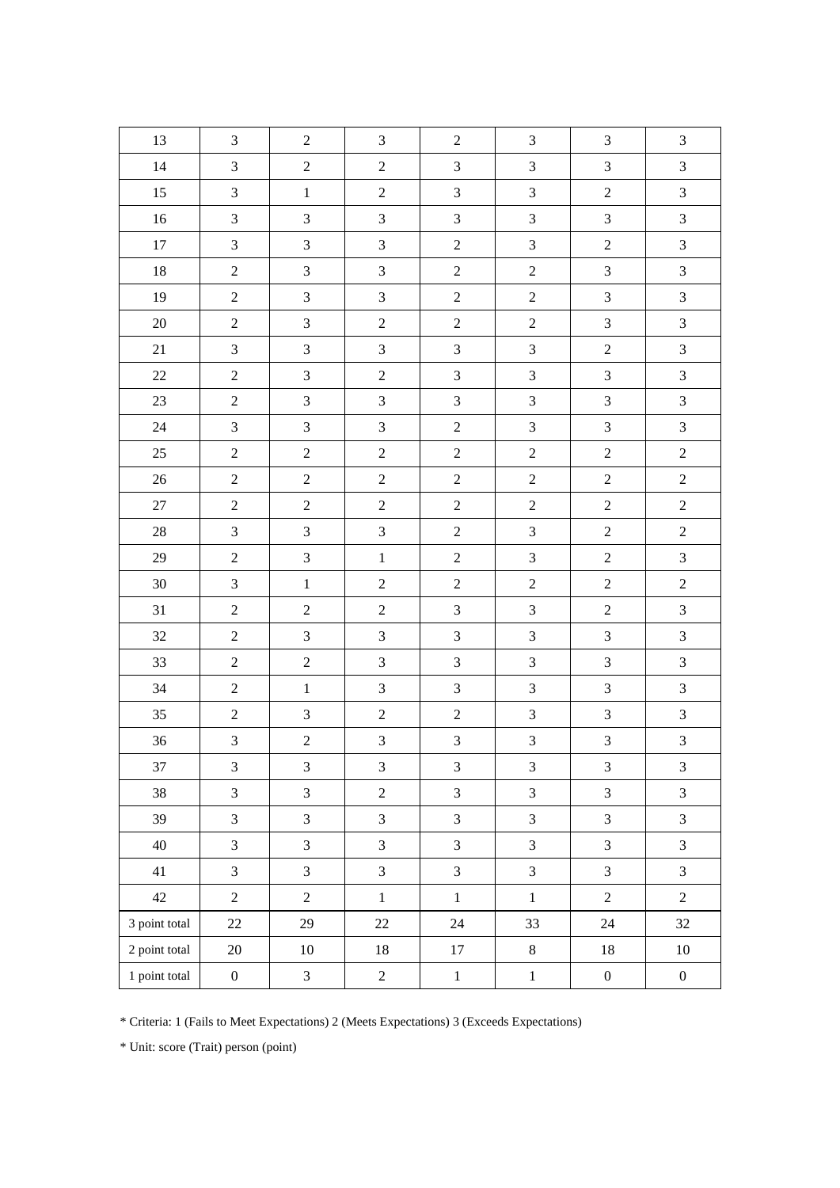| | | | | | | | |
|---|---|---|---|---|---|---|---|
| 13 | 3 | 2 | 3 | 2 | 3 | 3 | 3 |
| 14 | 3 | 2 | 2 | 3 | 3 | 3 | 3 |
| 15 | 3 | 1 | 2 | 3 | 3 | 2 | 3 |
| 16 | 3 | 3 | 3 | 3 | 3 | 3 | 3 |
| 17 | 3 | 3 | 3 | 2 | 3 | 2 | 3 |
| 18 | 2 | 3 | 3 | 2 | 2 | 3 | 3 |
| 19 | 2 | 3 | 3 | 2 | 2 | 3 | 3 |
| 20 | 2 | 3 | 2 | 2 | 2 | 3 | 3 |
| 21 | 3 | 3 | 3 | 3 | 3 | 2 | 3 |
| 22 | 2 | 3 | 2 | 3 | 3 | 3 | 3 |
| 23 | 2 | 3 | 3 | 3 | 3 | 3 | 3 |
| 24 | 3 | 3 | 3 | 2 | 3 | 3 | 3 |
| 25 | 2 | 2 | 2 | 2 | 2 | 2 | 2 |
| 26 | 2 | 2 | 2 | 2 | 2 | 2 | 2 |
| 27 | 2 | 2 | 2 | 2 | 2 | 2 | 2 |
| 28 | 3 | 3 | 3 | 2 | 3 | 2 | 2 |
| 29 | 2 | 3 | 1 | 2 | 3 | 2 | 3 |
| 30 | 3 | 1 | 2 | 2 | 2 | 2 | 2 |
| 31 | 2 | 2 | 2 | 3 | 3 | 2 | 3 |
| 32 | 2 | 3 | 3 | 3 | 3 | 3 | 3 |
| 33 | 2 | 2 | 3 | 3 | 3 | 3 | 3 |
| 34 | 2 | 1 | 3 | 3 | 3 | 3 | 3 |
| 35 | 2 | 3 | 2 | 2 | 3 | 3 | 3 |
| 36 | 3 | 2 | 3 | 3 | 3 | 3 | 3 |
| 37 | 3 | 3 | 3 | 3 | 3 | 3 | 3 |
| 38 | 3 | 3 | 2 | 3 | 3 | 3 | 3 |
| 39 | 3 | 3 | 3 | 3 | 3 | 3 | 3 |
| 40 | 3 | 3 | 3 | 3 | 3 | 3 | 3 |
| 41 | 3 | 3 | 3 | 3 | 3 | 3 | 3 |
| 42 | 2 | 2 | 1 | 1 | 1 | 2 | 2 |
| 3 point total | 22 | 29 | 22 | 24 | 33 | 24 | 32 |
| 2 point total | 20 | 10 | 18 | 17 | 8 | 18 | 10 |
| 1 point total | 0 | 3 | 2 | 1 | 1 | 0 | 0 |

* Criteria: 1 (Fails to Meet Expectations) 2 (Meets Expectations) 3 (Exceeds Expectations)

* Unit: score (Trait) person (point)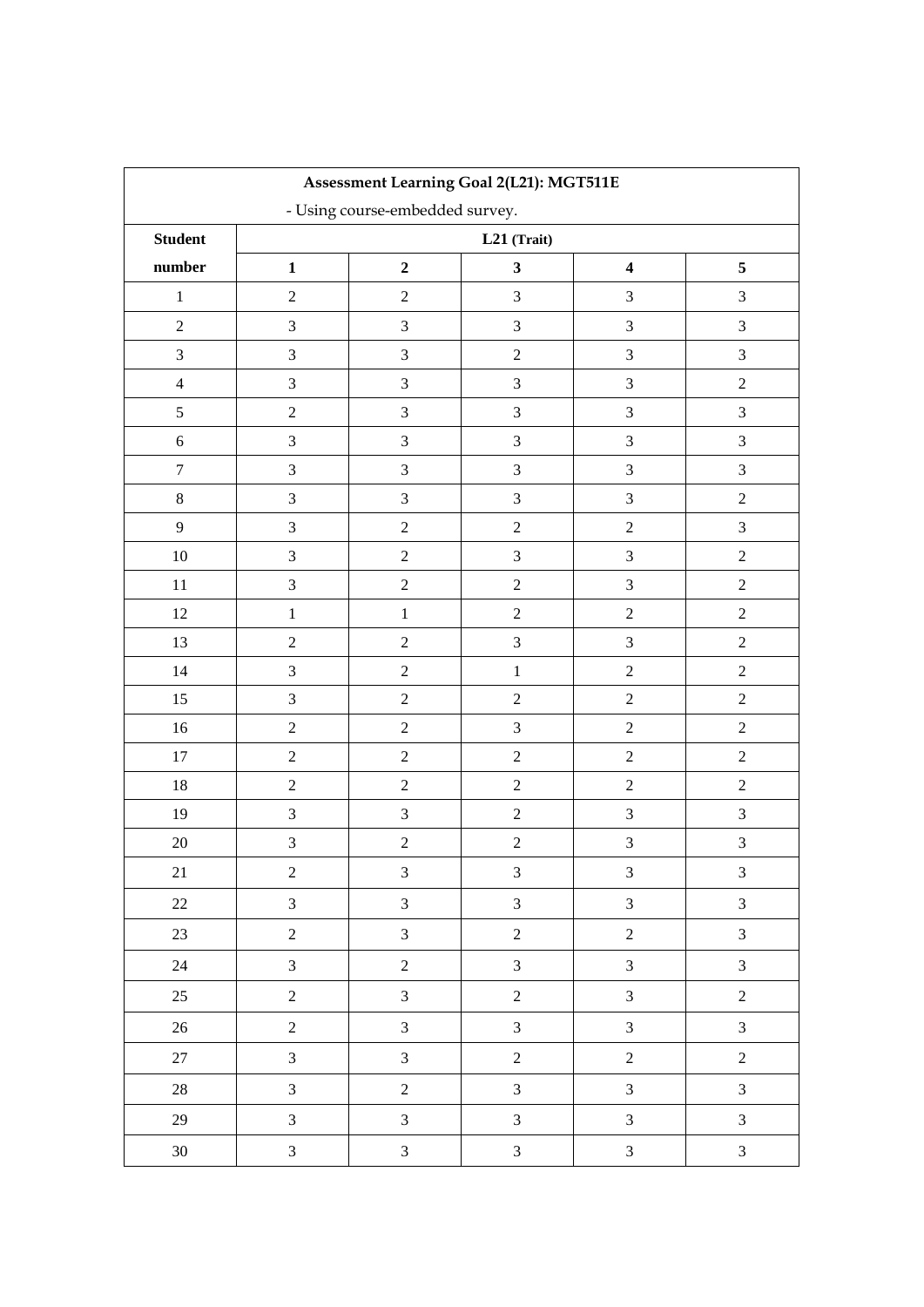| Assessment Learning Goal 2(L21): MGT511E<br>- Using course-embedded survey. | | | | | |
|---|---|---|---|---|---|
| **Student** | **L21** (Trait) | | | | |
| **number** | **1** | **2** | **3** | **4** | **5** |
| 1 | 2 | 2 | 3 | 3 | 3 |
| 2 | 3 | 3 | 3 | 3 | 3 |
| 3 | 3 | 3 | 2 | 3 | 3 |
| 4 | 3 | 3 | 3 | 3 | 2 |
| 5 | 2 | 3 | 3 | 3 | 3 |
| 6 | 3 | 3 | 3 | 3 | 3 |
| 7 | 3 | 3 | 3 | 3 | 3 |
| 8 | 3 | 3 | 3 | 3 | 2 |
| 9 | 3 | 2 | 2 | 2 | 3 |
| 10 | 3 | 2 | 3 | 3 | 2 |
| 11 | 3 | 2 | 2 | 3 | 2 |
| 12 | 1 | 1 | 2 | 2 | 2 |
| 13 | 2 | 2 | 3 | 3 | 2 |
| 14 | 3 | 2 | 1 | 2 | 2 |
| 15 | 3 | 2 | 2 | 2 | 2 |
| 16 | 2 | 2 | 3 | 2 | 2 |
| 17 | 2 | 2 | 2 | 2 | 2 |
| 18 | 2 | 2 | 2 | 2 | 2 |
| 19 | 3 | 3 | 2 | 3 | 3 |
| 20 | 3 | 2 | 2 | 3 | 3 |
| 21 | 2 | 3 | 3 | 3 | 3 |
| 22 | 3 | 3 | 3 | 3 | 3 |
| 23 | 2 | 3 | 2 | 2 | 3 |
| 24 | 3 | 2 | 3 | 3 | 3 |
| 25 | 2 | 3 | 2 | 3 | 2 |
| 26 | 2 | 3 | 3 | 3 | 3 |
| 27 | 3 | 3 | 2 | 2 | 2 |
| 28 | 3 | 2 | 3 | 3 | 3 |
| 29 | 3 | 3 | 3 | 3 | 3 |
| 30 | 3 | 3 | 3 | 3 | 3 |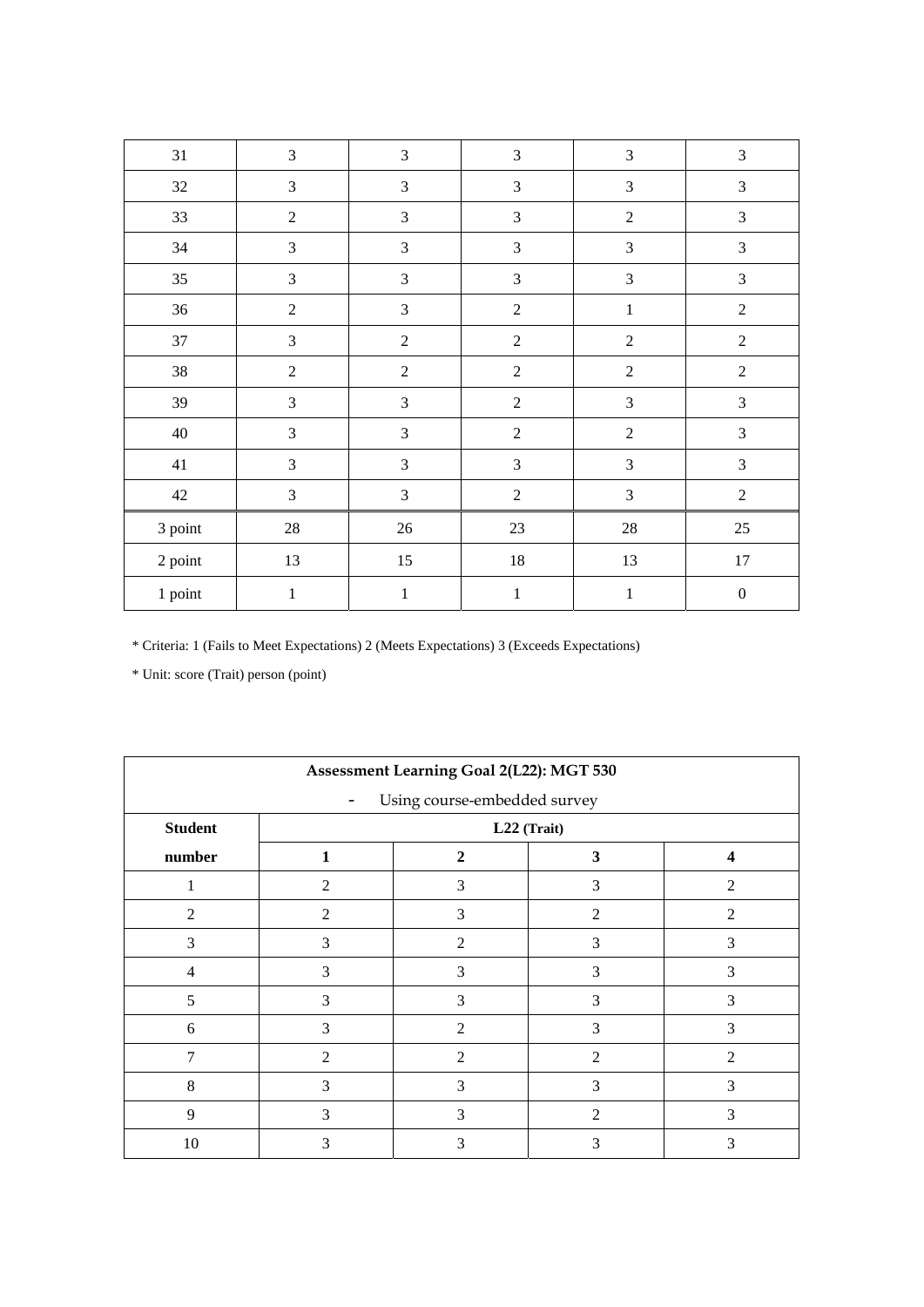| | | | | | |
|---|---|---|---|---|---|
| 31 | 3 | 3 | 3 | 3 | 3 |
| 32 | 3 | 3 | 3 | 3 | 3 |
| 33 | 2 | 3 | 3 | 2 | 3 |
| 34 | 3 | 3 | 3 | 3 | 3 |
| 35 | 3 | 3 | 3 | 3 | 3 |
| 36 | 2 | 3 | 2 | 1 | 2 |
| 37 | 3 | 2 | 2 | 2 | 2 |
| 38 | 2 | 2 | 2 | 2 | 2 |
| 39 | 3 | 3 | 2 | 3 | 3 |
| 40 | 3 | 3 | 2 | 2 | 3 |
| 41 | 3 | 3 | 3 | 3 | 3 |
| 42 | 3 | 3 | 2 | 3 | 2 |
| 3 point | 28 | 26 | 23 | 28 | 25 |
| 2 point | 13 | 15 | 18 | 13 | 17 |
| 1 point | 1 | 1 | 1 | 1 | 0 |

* Criteria: 1 (Fails to Meet Expectations) 2 (Meets Expectations) 3 (Exceeds Expectations)

* Unit: score (Trait) person (point)

| Assessment Learning Goal 2(L22): MGT 530 - Using course-embedded survey | | | | |
|---|---|---|---|---|
| **Student** | **L22 (Trait)** | | | |
| **number** | **1** | **2** | **3** | **4** |
| 1 | 2 | 3 | 3 | 2 |
| 2 | 2 | 3 | 2 | 2 |
| 3 | 3 | 2 | 3 | 3 |
| 4 | 3 | 3 | 3 | 3 |
| 5 | 3 | 3 | 3 | 3 |
| 6 | 3 | 2 | 3 | 3 |
| 7 | 2 | 2 | 2 | 2 |
| 8 | 3 | 3 | 3 | 3 |
| 9 | 3 | 3 | 2 | 3 |
| 10 | 3 | 3 | 3 | 3 |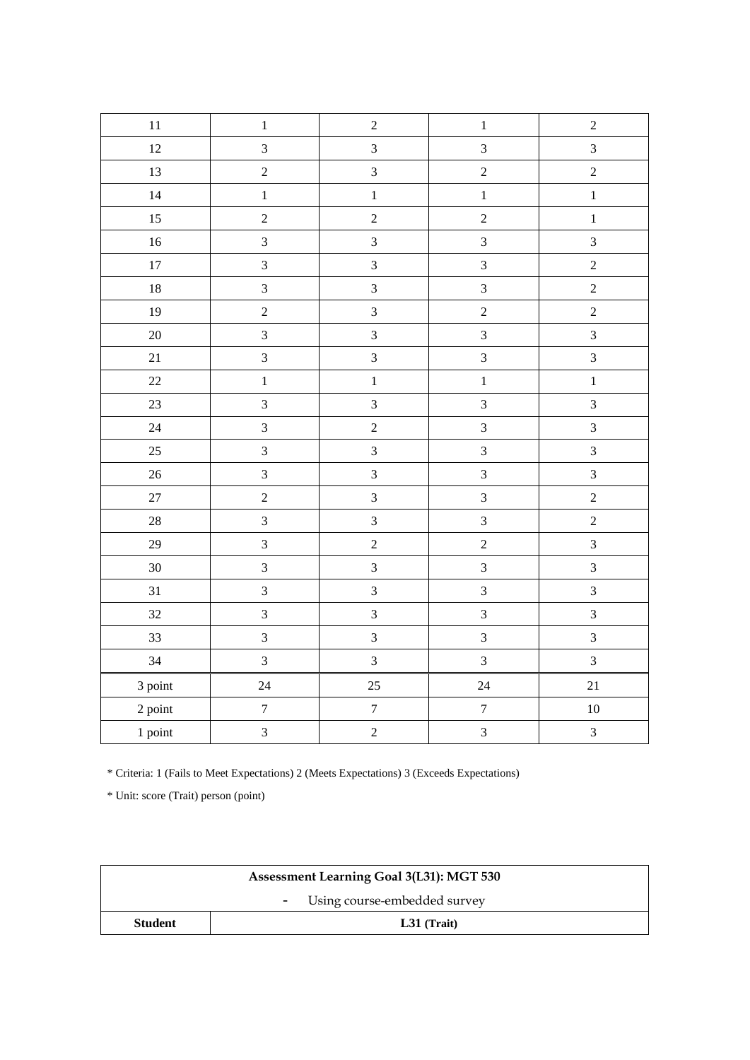| | | | | |
|---|---|---|---|---|
| 11 | 1 | 2 | 1 | 2 |
| 12 | 3 | 3 | 3 | 3 |
| 13 | 2 | 3 | 2 | 2 |
| 14 | 1 | 1 | 1 | 1 |
| 15 | 2 | 2 | 2 | 1 |
| 16 | 3 | 3 | 3 | 3 |
| 17 | 3 | 3 | 3 | 2 |
| 18 | 3 | 3 | 3 | 2 |
| 19 | 2 | 3 | 2 | 2 |
| 20 | 3 | 3 | 3 | 3 |
| 21 | 3 | 3 | 3 | 3 |
| 22 | 1 | 1 | 1 | 1 |
| 23 | 3 | 3 | 3 | 3 |
| 24 | 3 | 2 | 3 | 3 |
| 25 | 3 | 3 | 3 | 3 |
| 26 | 3 | 3 | 3 | 3 |
| 27 | 2 | 3 | 3 | 2 |
| 28 | 3 | 3 | 3 | 2 |
| 29 | 3 | 2 | 2 | 3 |
| 30 | 3 | 3 | 3 | 3 |
| 31 | 3 | 3 | 3 | 3 |
| 32 | 3 | 3 | 3 | 3 |
| 33 | 3 | 3 | 3 | 3 |
| 34 | 3 | 3 | 3 | 3 |
| 3 point | 24 | 25 | 24 | 21 |
| 2 point | 7 | 7 | 7 | 10 |
| 1 point | 3 | 2 | 3 | 3 |

* Criteria: 1 (Fails to Meet Expectations) 2 (Meets Expectations) 3 (Exceeds Expectations)

* Unit: score (Trait) person (point)

| **Assessment Learning Goal 3(L31): MGT 530** | |
|---|---|
| - Using course-embedded survey | |
| **Student** | **L31 (Trait)** |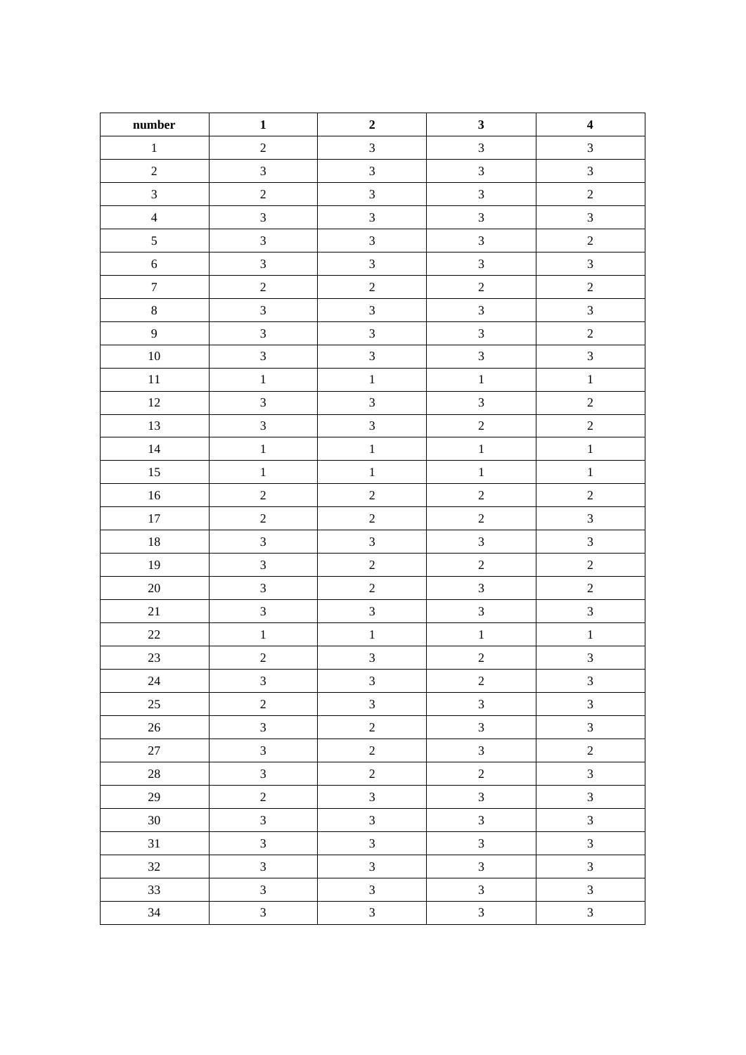| **number** | **1** | **2** | **3** | **4** |
|---|---|---|---|---|
| 1 | 2 | 3 | 3 | 3 |
| 2 | 3 | 3 | 3 | 3 |
| 3 | 2 | 3 | 3 | 2 |
| 4 | 3 | 3 | 3 | 3 |
| 5 | 3 | 3 | 3 | 2 |
| 6 | 3 | 3 | 3 | 3 |
| 7 | 2 | 2 | 2 | 2 |
| 8 | 3 | 3 | 3 | 3 |
| 9 | 3 | 3 | 3 | 2 |
| 10 | 3 | 3 | 3 | 3 |
| 11 | 1 | 1 | 1 | 1 |
| 12 | 3 | 3 | 3 | 2 |
| 13 | 3 | 3 | 2 | 2 |
| 14 | 1 | 1 | 1 | 1 |
| 15 | 1 | 1 | 1 | 1 |
| 16 | 2 | 2 | 2 | 2 |
| 17 | 2 | 2 | 2 | 3 |
| 18 | 3 | 3 | 3 | 3 |
| 19 | 3 | 2 | 2 | 2 |
| 20 | 3 | 2 | 3 | 2 |
| 21 | 3 | 3 | 3 | 3 |
| 22 | 1 | 1 | 1 | 1 |
| 23 | 2 | 3 | 2 | 3 |
| 24 | 3 | 3 | 2 | 3 |
| 25 | 2 | 3 | 3 | 3 |
| 26 | 3 | 2 | 3 | 3 |
| 27 | 3 | 2 | 3 | 2 |
| 28 | 3 | 2 | 2 | 3 |
| 29 | 2 | 3 | 3 | 3 |
| 30 | 3 | 3 | 3 | 3 |
| 31 | 3 | 3 | 3 | 3 |
| 32 | 3 | 3 | 3 | 3 |
| 33 | 3 | 3 | 3 | 3 |
| 34 | 3 | 3 | 3 | 3 |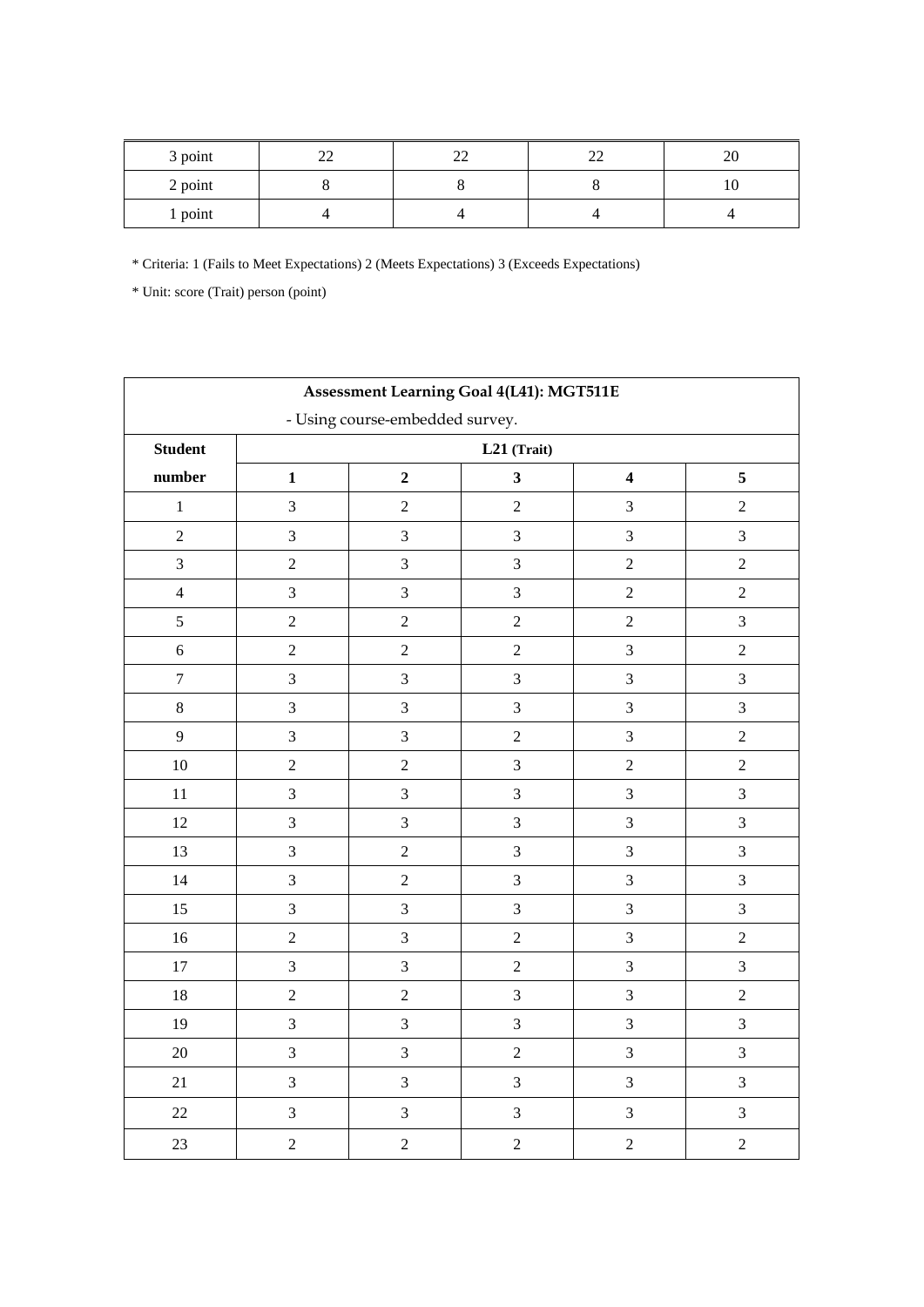| | | | | |
|---|---|---|---|---|
| 3 point | 22 | 22 | 22 | 20 |
| 2 point | 8 | 8 | 8 | 10 |
| 1 point | 4 | 4 | 4 | 4 |

* Criteria: 1 (Fails to Meet Expectations) 2 (Meets Expectations) 3 (Exceeds Expectations)

* Unit: score (Trait) person (point)

| Assessment Learning Goal 4(L41): MGT511E - Using course-embedded survey. | | | | | |
|---|---|---|---|---|---|
| **Student** | **L21 (Trait)** | | | | |
| **number** | **1** | **2** | **3** | **4** | **5** |
| 1 | 3 | 2 | 2 | 3 | 2 |
| 2 | 3 | 3 | 3 | 3 | 3 |
| 3 | 2 | 3 | 3 | 2 | 2 |
| 4 | 3 | 3 | 3 | 2 | 2 |
| 5 | 2 | 2 | 2 | 2 | 3 |
| 6 | 2 | 2 | 2 | 3 | 2 |
| 7 | 3 | 3 | 3 | 3 | 3 |
| 8 | 3 | 3 | 3 | 3 | 3 |
| 9 | 3 | 3 | 2 | 3 | 2 |
| 10 | 2 | 2 | 3 | 2 | 2 |
| 11 | 3 | 3 | 3 | 3 | 3 |
| 12 | 3 | 3 | 3 | 3 | 3 |
| 13 | 3 | 2 | 3 | 3 | 3 |
| 14 | 3 | 2 | 3 | 3 | 3 |
| 15 | 3 | 3 | 3 | 3 | 3 |
| 16 | 2 | 3 | 2 | 3 | 2 |
| 17 | 3 | 3 | 2 | 3 | 3 |
| 18 | 2 | 2 | 3 | 3 | 2 |
| 19 | 3 | 3 | 3 | 3 | 3 |
| 20 | 3 | 3 | 2 | 3 | 3 |
| 21 | 3 | 3 | 3 | 3 | 3 |
| 22 | 3 | 3 | 3 | 3 | 3 |
| 23 | 2 | 2 | 2 | 2 | 2 |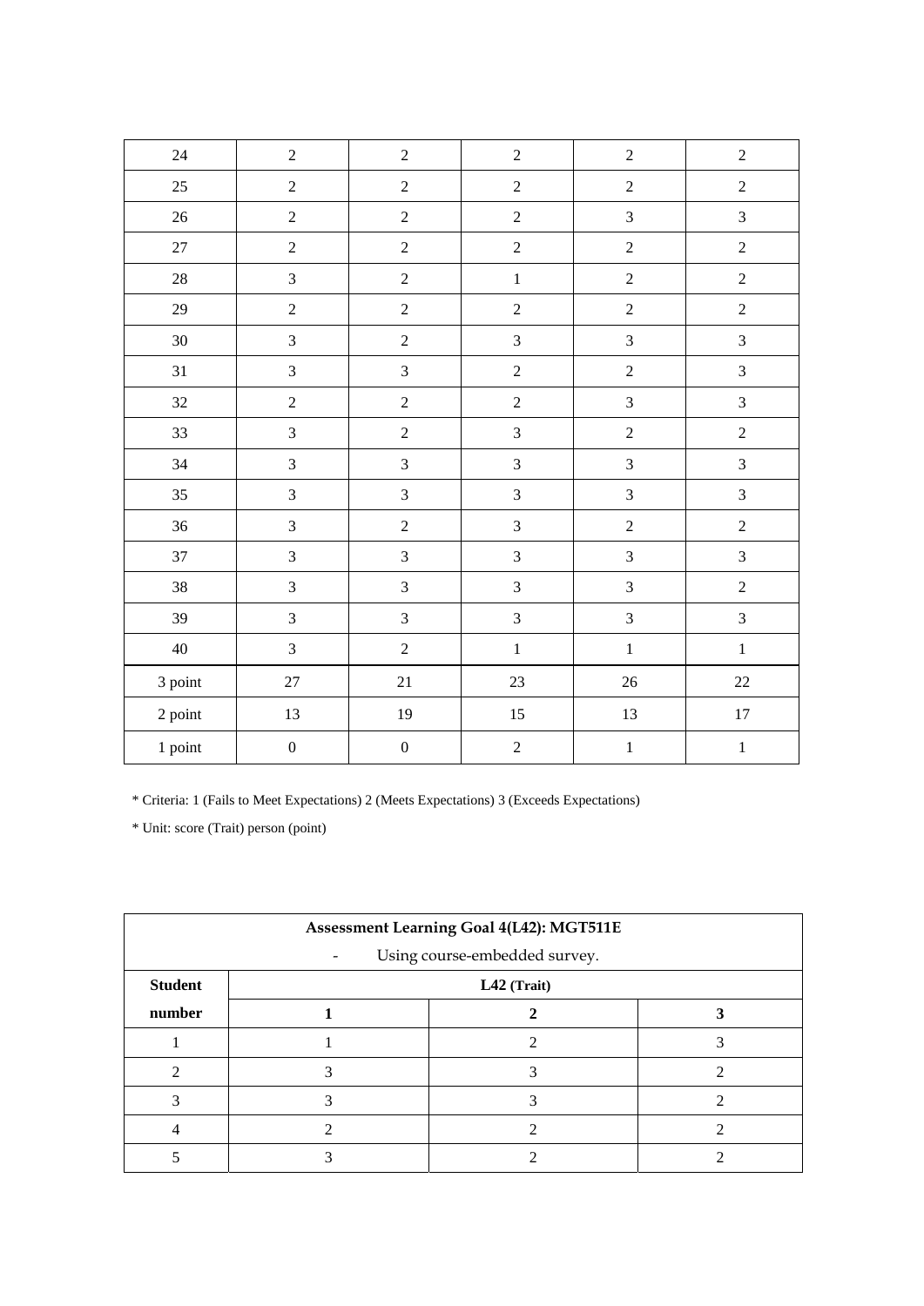| | | | | | |
|---|---|---|---|---|---|
| 24 | 2 | 2 | 2 | 2 | 2 |
| 25 | 2 | 2 | 2 | 2 | 2 |
| 26 | 2 | 2 | 2 | 3 | 3 |
| 27 | 2 | 2 | 2 | 2 | 2 |
| 28 | 3 | 2 | 1 | 2 | 2 |
| 29 | 2 | 2 | 2 | 2 | 2 |
| 30 | 3 | 2 | 3 | 3 | 3 |
| 31 | 3 | 3 | 2 | 2 | 3 |
| 32 | 2 | 2 | 2 | 3 | 3 |
| 33 | 3 | 2 | 3 | 2 | 2 |
| 34 | 3 | 3 | 3 | 3 | 3 |
| 35 | 3 | 3 | 3 | 3 | 3 |
| 36 | 3 | 2 | 3 | 2 | 2 |
| 37 | 3 | 3 | 3 | 3 | 3 |
| 38 | 3 | 3 | 3 | 3 | 2 |
| 39 | 3 | 3 | 3 | 3 | 3 |
| 40 | 3 | 2 | 1 | 1 | 1 |
| 3 point | 27 | 21 | 23 | 26 | 22 |
| 2 point | 13 | 19 | 15 | 13 | 17 |
| 1 point | 0 | 0 | 2 | 1 | 1 |

* Criteria: 1 (Fails to Meet Expectations) 2 (Meets Expectations) 3 (Exceeds Expectations)

* Unit: score (Trait) person (point)

| **Assessment Learning Goal 4(L42): MGT511E**<br>- Using course-embedded survey. | | | |
|---|---|---|---|
| **Student number** | **L42 (Trait)** | | |
| | **1** | **2** | **3** |
| 1 | 1 | 2 | 3 |
| 2 | 3 | 3 | 2 |
| 3 | 3 | 3 | 2 |
| 4 | 2 | 2 | 2 |
| 5 | 3 | 2 | 2 |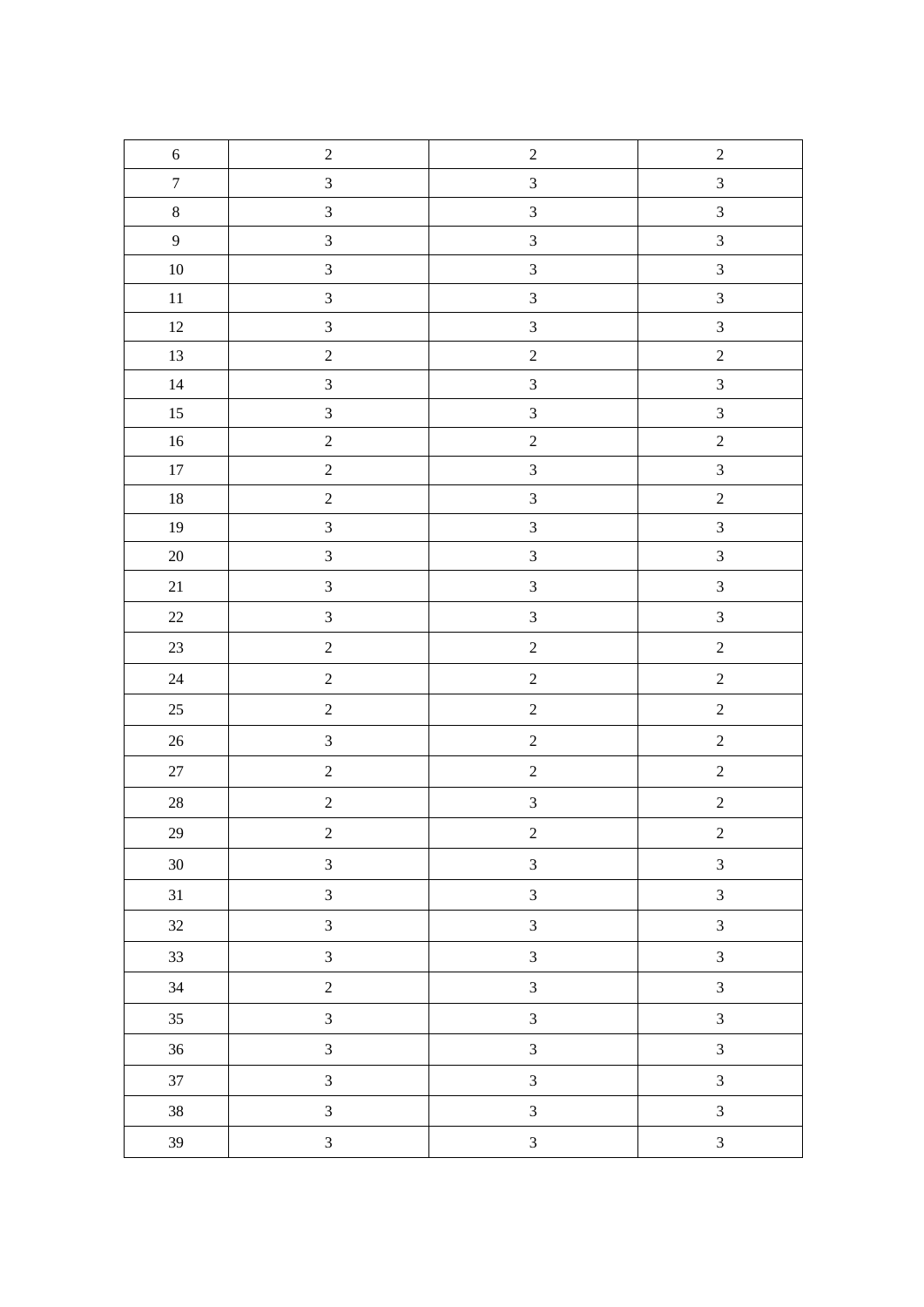| | | | |
|---|---|---|---|
| 6 | 2 | 2 | 2 |
| 7 | 3 | 3 | 3 |
| 8 | 3 | 3 | 3 |
| 9 | 3 | 3 | 3 |
| 10 | 3 | 3 | 3 |
| 11 | 3 | 3 | 3 |
| 12 | 3 | 3 | 3 |
| 13 | 2 | 2 | 2 |
| 14 | 3 | 3 | 3 |
| 15 | 3 | 3 | 3 |
| 16 | 2 | 2 | 2 |
| 17 | 2 | 3 | 3 |
| 18 | 2 | 3 | 2 |
| 19 | 3 | 3 | 3 |
| 20 | 3 | 3 | 3 |
| 21 | 3 | 3 | 3 |
| 22 | 3 | 3 | 3 |
| 23 | 2 | 2 | 2 |
| 24 | 2 | 2 | 2 |
| 25 | 2 | 2 | 2 |
| 26 | 3 | 2 | 2 |
| 27 | 2 | 2 | 2 |
| 28 | 2 | 3 | 2 |
| 29 | 2 | 2 | 2 |
| 30 | 3 | 3 | 3 |
| 31 | 3 | 3 | 3 |
| 32 | 3 | 3 | 3 |
| 33 | 3 | 3 | 3 |
| 34 | 2 | 3 | 3 |
| 35 | 3 | 3 | 3 |
| 36 | 3 | 3 | 3 |
| 37 | 3 | 3 | 3 |
| 38 | 3 | 3 | 3 |
| 39 | 3 | 3 | 3 |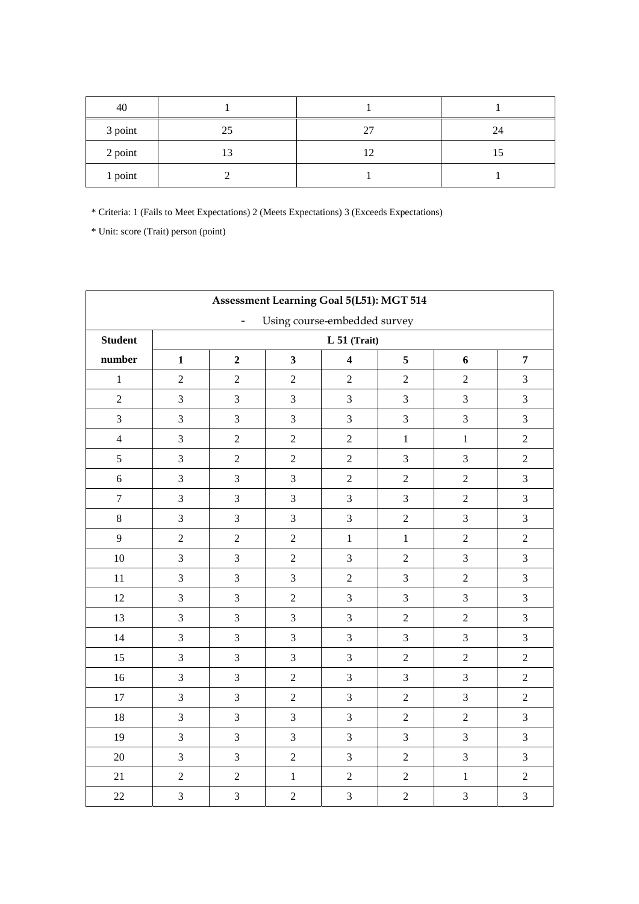| | | | |
|---|---|---|---|
| 40 | 1 | 1 | 1 |
| 3 point | 25 | 27 | 24 |
| 2 point | 13 | 12 | 15 |
| 1 point | 2 | 1 | 1 |

* Criteria: 1 (Fails to Meet Expectations) 2 (Meets Expectations) 3 (Exceeds Expectations)

* Unit: score (Trait) person (point)

| Assessment Learning Goal 5(L51): MGT 514 - Using course-embedded survey | | | | | | | |
|---|---|---|---|---|---|---|---|
| **Student number** | **L 51 (Trait)** | | | | | | |
| | **1** | **2** | **3** | **4** | **5** | **6** | **7** |
| 1 | 2 | 2 | 2 | 2 | 2 | 2 | 3 |
| 2 | 3 | 3 | 3 | 3 | 3 | 3 | 3 |
| 3 | 3 | 3 | 3 | 3 | 3 | 3 | 3 |
| 4 | 3 | 2 | 2 | 2 | 1 | 1 | 2 |
| 5 | 3 | 2 | 2 | 2 | 3 | 3 | 2 |
| 6 | 3 | 3 | 3 | 2 | 2 | 2 | 3 |
| 7 | 3 | 3 | 3 | 3 | 3 | 2 | 3 |
| 8 | 3 | 3 | 3 | 3 | 2 | 3 | 3 |
| 9 | 2 | 2 | 2 | 1 | 1 | 2 | 2 |
| 10 | 3 | 3 | 2 | 3 | 2 | 3 | 3 |
| 11 | 3 | 3 | 3 | 2 | 3 | 2 | 3 |
| 12 | 3 | 3 | 2 | 3 | 3 | 3 | 3 |
| 13 | 3 | 3 | 3 | 3 | 2 | 2 | 3 |
| 14 | 3 | 3 | 3 | 3 | 3 | 3 | 3 |
| 15 | 3 | 3 | 3 | 3 | 2 | 2 | 2 |
| 16 | 3 | 3 | 2 | 3 | 3 | 3 | 2 |
| 17 | 3 | 3 | 2 | 3 | 2 | 3 | 2 |
| 18 | 3 | 3 | 3 | 3 | 2 | 2 | 3 |
| 19 | 3 | 3 | 3 | 3 | 3 | 3 | 3 |
| 20 | 3 | 3 | 2 | 3 | 2 | 3 | 3 |
| 21 | 2 | 2 | 1 | 2 | 2 | 1 | 2 |
| 22 | 3 | 3 | 2 | 3 | 2 | 3 | 3 |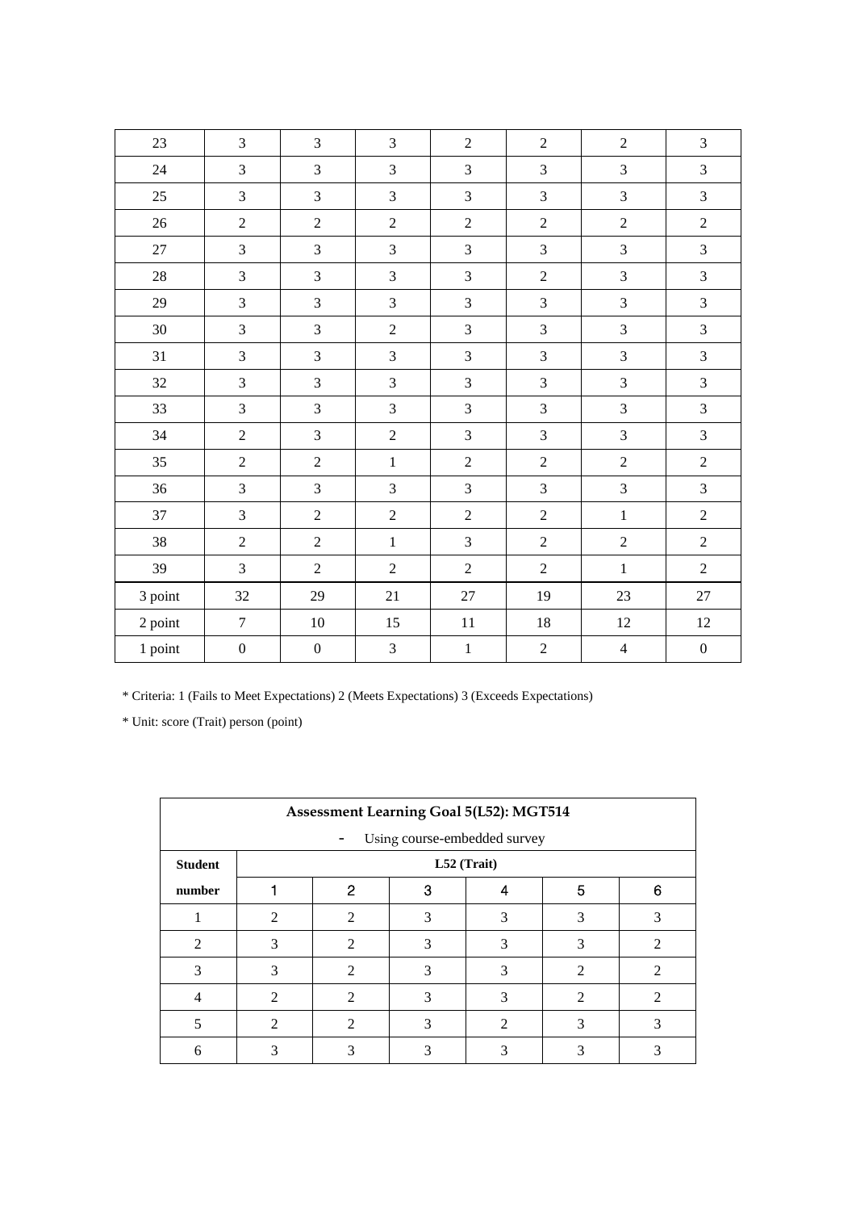| | | | | | | | |
|---|---|---|---|---|---|---|---|
| 23 | 3 | 3 | 3 | 2 | 2 | 2 | 3 |
| 24 | 3 | 3 | 3 | 3 | 3 | 3 | 3 |
| 25 | 3 | 3 | 3 | 3 | 3 | 3 | 3 |
| 26 | 2 | 2 | 2 | 2 | 2 | 2 | 2 |
| 27 | 3 | 3 | 3 | 3 | 3 | 3 | 3 |
| 28 | 3 | 3 | 3 | 3 | 2 | 3 | 3 |
| 29 | 3 | 3 | 3 | 3 | 3 | 3 | 3 |
| 30 | 3 | 3 | 2 | 3 | 3 | 3 | 3 |
| 31 | 3 | 3 | 3 | 3 | 3 | 3 | 3 |
| 32 | 3 | 3 | 3 | 3 | 3 | 3 | 3 |
| 33 | 3 | 3 | 3 | 3 | 3 | 3 | 3 |
| 34 | 2 | 3 | 2 | 3 | 3 | 3 | 3 |
| 35 | 2 | 2 | 1 | 2 | 2 | 2 | 2 |
| 36 | 3 | 3 | 3 | 3 | 3 | 3 | 3 |
| 37 | 3 | 2 | 2 | 2 | 2 | 1 | 2 |
| 38 | 2 | 2 | 1 | 3 | 2 | 2 | 2 |
| 39 | 3 | 2 | 2 | 2 | 2 | 1 | 2 |
| 3 point | 32 | 29 | 21 | 27 | 19 | 23 | 27 |
| 2 point | 7 | 10 | 15 | 11 | 18 | 12 | 12 |
| 1 point | 0 | 0 | 3 | 1 | 2 | 4 | 0 |

* Criteria: 1 (Fails to Meet Expectations) 2 (Meets Expectations) 3 (Exceeds Expectations)

* Unit: score (Trait) person (point)

**Assessment Learning Goal 5(L52): MGT514**

- Using course-embedded survey

| Student number | L52 (Trait) | | | | | |
|---|---|---|---|---|---|---|
| | 1 | 2 | 3 | 4 | 5 | 6 |
| 1 | 2 | 2 | 3 | 3 | 3 | 3 |
| 2 | 3 | 2 | 3 | 3 | 3 | 2 |
| 3 | 3 | 2 | 3 | 3 | 2 | 2 |
| 4 | 2 | 2 | 3 | 3 | 2 | 2 |
| 5 | 2 | 2 | 3 | 2 | 3 | 3 |
| 6 | 3 | 3 | 3 | 3 | 3 | 3 |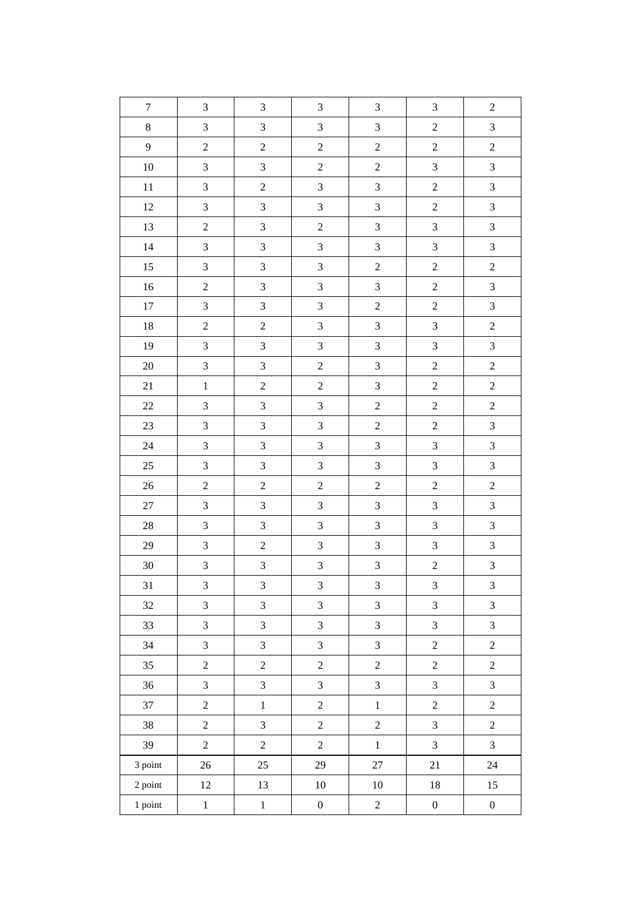| | | | | | | |
|---|---|---|---|---|---|---|
| 7 | 3 | 3 | 3 | 3 | 3 | 2 |
| 8 | 3 | 3 | 3 | 3 | 2 | 3 |
| 9 | 2 | 2 | 2 | 2 | 2 | 2 |
| 10 | 3 | 3 | 2 | 2 | 3 | 3 |
| 11 | 3 | 2 | 3 | 3 | 2 | 3 |
| 12 | 3 | 3 | 3 | 3 | 2 | 3 |
| 13 | 2 | 3 | 2 | 3 | 3 | 3 |
| 14 | 3 | 3 | 3 | 3 | 3 | 3 |
| 15 | 3 | 3 | 3 | 2 | 2 | 2 |
| 16 | 2 | 3 | 3 | 3 | 2 | 3 |
| 17 | 3 | 3 | 3 | 2 | 2 | 3 |
| 18 | 2 | 2 | 3 | 3 | 3 | 2 |
| 19 | 3 | 3 | 3 | 3 | 3 | 3 |
| 20 | 3 | 3 | 2 | 3 | 2 | 2 |
| 21 | 1 | 2 | 2 | 3 | 2 | 2 |
| 22 | 3 | 3 | 3 | 2 | 2 | 2 |
| 23 | 3 | 3 | 3 | 2 | 2 | 3 |
| 24 | 3 | 3 | 3 | 3 | 3 | 3 |
| 25 | 3 | 3 | 3 | 3 | 3 | 3 |
| 26 | 2 | 2 | 2 | 2 | 2 | 2 |
| 27 | 3 | 3 | 3 | 3 | 3 | 3 |
| 28 | 3 | 3 | 3 | 3 | 3 | 3 |
| 29 | 3 | 2 | 3 | 3 | 3 | 3 |
| 30 | 3 | 3 | 3 | 3 | 2 | 3 |
| 31 | 3 | 3 | 3 | 3 | 3 | 3 |
| 32 | 3 | 3 | 3 | 3 | 3 | 3 |
| 33 | 3 | 3 | 3 | 3 | 3 | 3 |
| 34 | 3 | 3 | 3 | 3 | 2 | 2 |
| 35 | 2 | 2 | 2 | 2 | 2 | 2 |
| 36 | 3 | 3 | 3 | 3 | 3 | 3 |
| 37 | 2 | 1 | 2 | 1 | 2 | 2 |
| 38 | 2 | 3 | 2 | 2 | 3 | 2 |
| 39 | 2 | 2 | 2 | 1 | 3 | 3 |
| 3 point | 26 | 25 | 29 | 27 | 21 | 24 |
| 2 point | 12 | 13 | 10 | 10 | 18 | 15 |
| 1 point | 1 | 1 | 0 | 2 | 0 | 0 |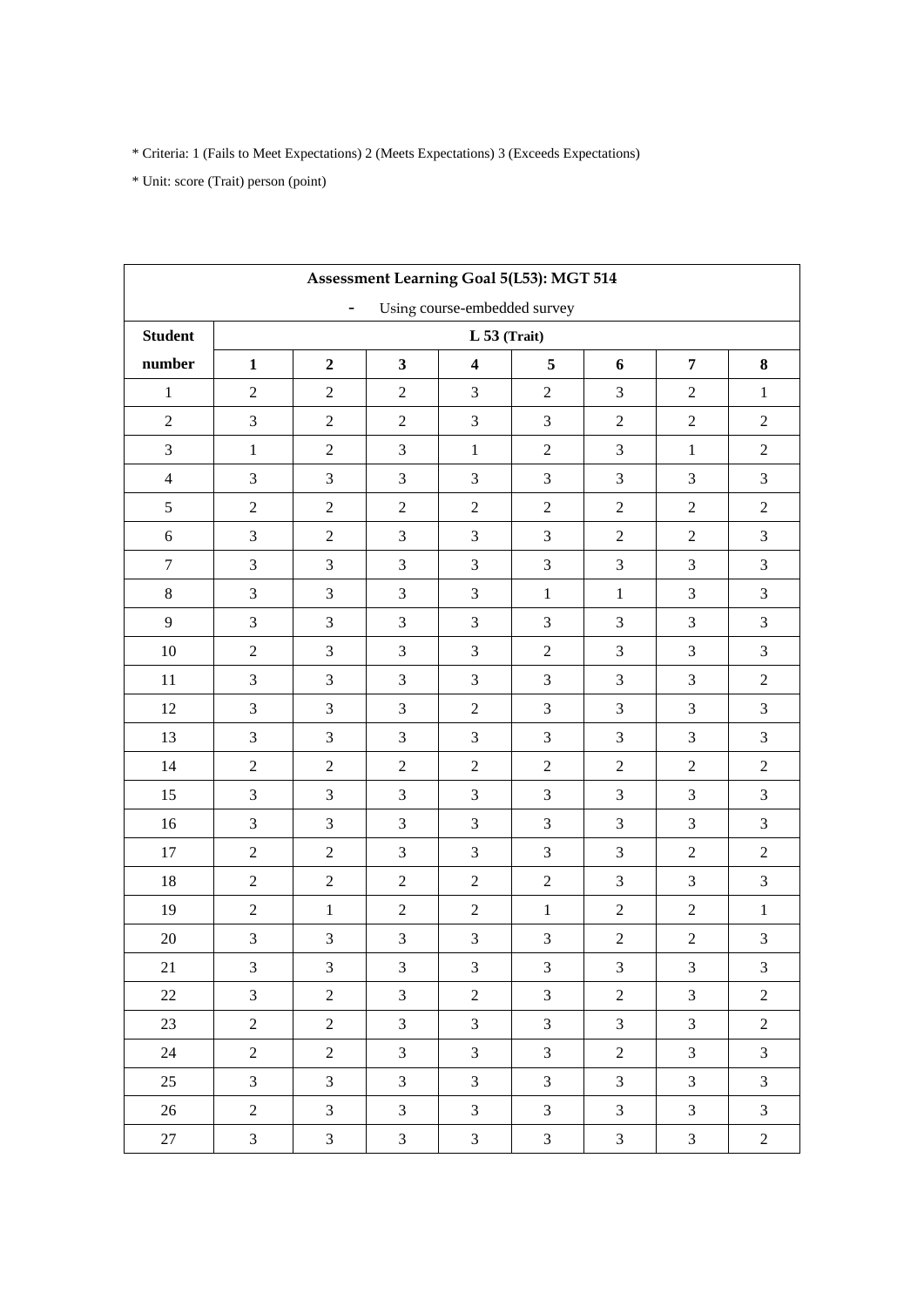* Criteria: 1 (Fails to Meet Expectations) 2 (Meets Expectations) 3 (Exceeds Expectations)

* Unit: score (Trait) person (point)

| Assessment Learning Goal 5(L53): MGT 514 | | | | | | | | |
|---|---|---|---|---|---|---|---|---|
| - Using course-embedded survey | | | | | | | | |
| **Student** | **L 53 (Trait)** | | | | | | | |
| **number** | **1** | **2** | **3** | **4** | **5** | **6** | **7** | **8** |
| 1 | 2 | 2 | 2 | 3 | 2 | 3 | 2 | 1 |
| 2 | 3 | 2 | 2 | 3 | 3 | 2 | 2 | 2 |
| 3 | 1 | 2 | 3 | 1 | 2 | 3 | 1 | 2 |
| 4 | 3 | 3 | 3 | 3 | 3 | 3 | 3 | 3 |
| 5 | 2 | 2 | 2 | 2 | 2 | 2 | 2 | 2 |
| 6 | 3 | 2 | 3 | 3 | 3 | 2 | 2 | 3 |
| 7 | 3 | 3 | 3 | 3 | 3 | 3 | 3 | 3 |
| 8 | 3 | 3 | 3 | 3 | 1 | 1 | 3 | 3 |
| 9 | 3 | 3 | 3 | 3 | 3 | 3 | 3 | 3 |
| 10 | 2 | 3 | 3 | 3 | 2 | 3 | 3 | 3 |
| 11 | 3 | 3 | 3 | 3 | 3 | 3 | 3 | 2 |
| 12 | 3 | 3 | 3 | 2 | 3 | 3 | 3 | 3 |
| 13 | 3 | 3 | 3 | 3 | 3 | 3 | 3 | 3 |
| 14 | 2 | 2 | 2 | 2 | 2 | 2 | 2 | 2 |
| 15 | 3 | 3 | 3 | 3 | 3 | 3 | 3 | 3 |
| 16 | 3 | 3 | 3 | 3 | 3 | 3 | 3 | 3 |
| 17 | 2 | 2 | 3 | 3 | 3 | 3 | 2 | 2 |
| 18 | 2 | 2 | 2 | 2 | 2 | 3 | 3 | 3 |
| 19 | 2 | 1 | 2 | 2 | 1 | 2 | 2 | 1 |
| 20 | 3 | 3 | 3 | 3 | 3 | 2 | 2 | 3 |
| 21 | 3 | 3 | 3 | 3 | 3 | 3 | 3 | 3 |
| 22 | 3 | 2 | 3 | 2 | 3 | 2 | 3 | 2 |
| 23 | 2 | 2 | 3 | 3 | 3 | 3 | 3 | 2 |
| 24 | 2 | 2 | 3 | 3 | 3 | 2 | 3 | 3 |
| 25 | 3 | 3 | 3 | 3 | 3 | 3 | 3 | 3 |
| 26 | 2 | 3 | 3 | 3 | 3 | 3 | 3 | 3 |
| 27 | 3 | 3 | 3 | 3 | 3 | 3 | 3 | 2 |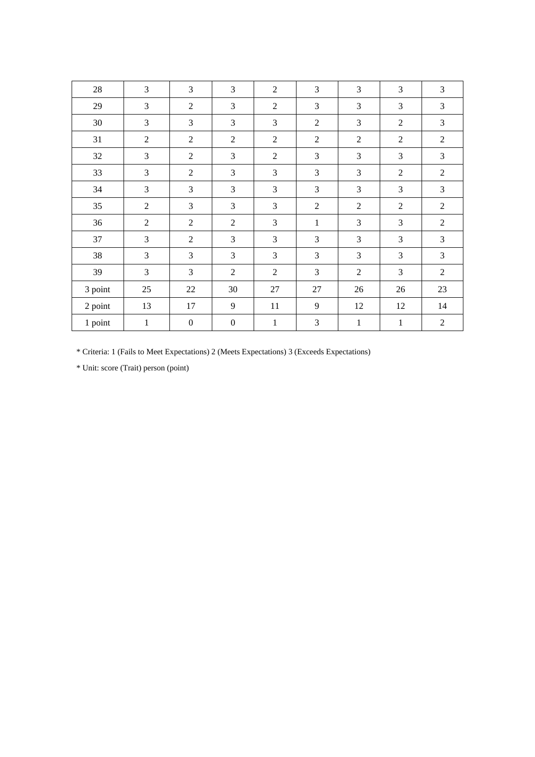| | | | | | | | | |
|---|---|---|---|---|---|---|---|---|
| 28 | 3 | 3 | 3 | 2 | 3 | 3 | 3 | 3 |
| 29 | 3 | 2 | 3 | 2 | 3 | 3 | 3 | 3 |
| 30 | 3 | 3 | 3 | 3 | 2 | 3 | 2 | 3 |
| 31 | 2 | 2 | 2 | 2 | 2 | 2 | 2 | 2 |
| 32 | 3 | 2 | 3 | 2 | 3 | 3 | 3 | 3 |
| 33 | 3 | 2 | 3 | 3 | 3 | 3 | 2 | 2 |
| 34 | 3 | 3 | 3 | 3 | 3 | 3 | 3 | 3 |
| 35 | 2 | 3 | 3 | 3 | 2 | 2 | 2 | 2 |
| 36 | 2 | 2 | 2 | 3 | 1 | 3 | 3 | 2 |
| 37 | 3 | 2 | 3 | 3 | 3 | 3 | 3 | 3 |
| 38 | 3 | 3 | 3 | 3 | 3 | 3 | 3 | 3 |
| 39 | 3 | 3 | 2 | 2 | 3 | 2 | 3 | 2 |
| 3 point | 25 | 22 | 30 | 27 | 27 | 26 | 26 | 23 |
| 2 point | 13 | 17 | 9 | 11 | 9 | 12 | 12 | 14 |
| 1 point | 1 | 0 | 0 | 1 | 3 | 1 | 1 | 2 |

* Criteria: 1 (Fails to Meet Expectations) 2 (Meets Expectations) 3 (Exceeds Expectations)

* Unit: score (Trait) person (point)